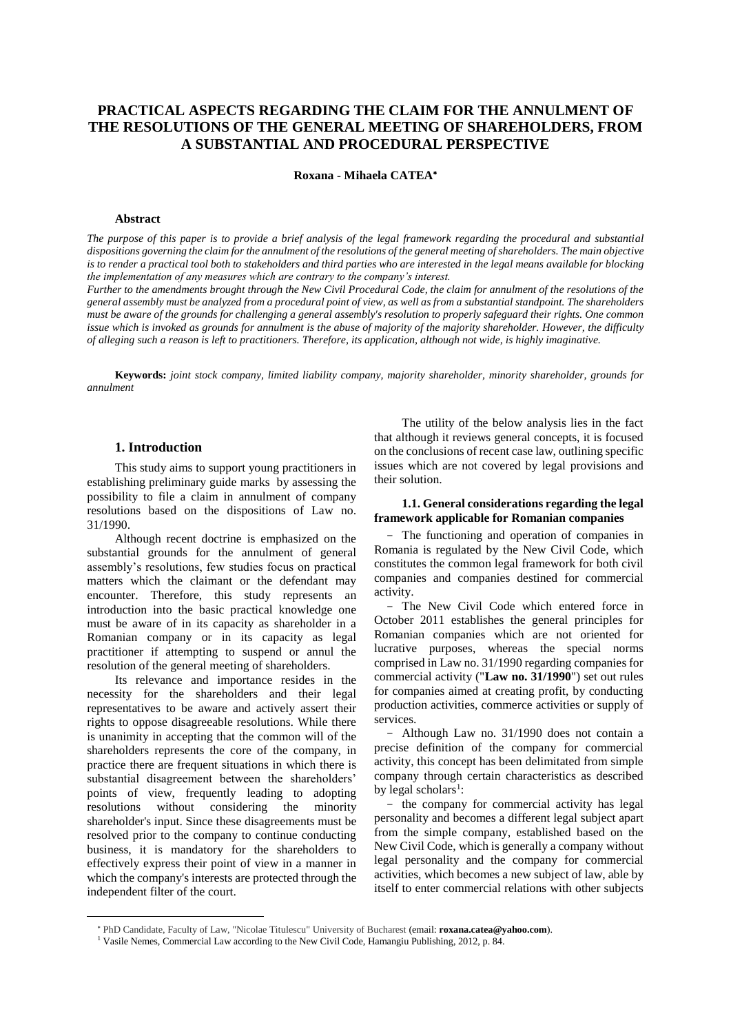# PRACTICAL ASPECTS REGARDING THE CLAIM FOR THE ANNULMENT OF THE RESOLUTIONS OF THE GENERAL MEETING OF SHAREHOLDERS, FROM A SUBSTANTIAL AND PROCEDURAL PERSPECTIVE

**Roxana - Mihaela CATEA***

### Abstract

*The purpose of this paper is to provide a brief analysis of the legal framework regarding the procedural and substantial dispositions governing the claim for the annulment of the resolutions of the general meeting of shareholders. The main objective is to render a practical tool both to stakeholders and third parties who are interested in the legal means available for blocking the implementation of any measures which are contrary to the company's interest.*

*Further to the amendments brought through the New Civil Procedural Code, the claim for annulment of the resolutions of the general assembly must be analyzed from a procedural point of view, as well as from a substantial standpoint. The shareholders must be aware of the grounds for challenging a general assembly's resolution to properly safeguard their rights. One common issue which is invoked as grounds for annulment is the abuse of majority of the majority shareholder. However, the difficulty of alleging such a reason is left to practitioners. Therefore, its application, although not wide, is highly imaginative.*

**Keywords:** *joint stock company, limited liability company, majority shareholder, minority shareholder, grounds for annulment*

## 1. Introduction

This study aims to support young practitioners in establishing preliminary guide marks by assessing the possibility to file a claim in annulment of company resolutions based on the dispositions of Law no. 31/1990.

Although recent doctrine is emphasized on the substantial grounds for the annulment of general assembly's resolutions, few studies focus on practical matters which the claimant or the defendant may encounter. Therefore, this study represents an introduction into the basic practical knowledge one must be aware of in its capacity as shareholder in a Romanian company or in its capacity as legal practitioner if attempting to suspend or annul the resolution of the general meeting of shareholders.

Its relevance and importance resides in the necessity for the shareholders and their legal representatives to be aware and actively assert their rights to oppose disagreeable resolutions. While there is unanimity in accepting that the common will of the shareholders represents the core of the company, in practice there are frequent situations in which there is substantial disagreement between the shareholders' points of view, frequently leading to adopting resolutions without considering the minority shareholder's input. Since these disagreements must be resolved prior to the company to continue conducting business, it is mandatory for the shareholders to effectively express their point of view in a manner in which the company's interests are protected through the independent filter of the court.

The utility of the below analysis lies in the fact that although it reviews general concepts, it is focused on the conclusions of recent case law, outlining specific issues which are not covered by legal provisions and their solution.

### 1.1. General considerations regarding the legal framework applicable for Romanian companies

- The functioning and operation of companies in Romania is regulated by the New Civil Code, which constitutes the common legal framework for both civil companies and companies destined for commercial activity.
- The New Civil Code which entered force in October 2011 establishes the general principles for Romanian companies which are not oriented for lucrative purposes, whereas the special norms comprised in Law no. 31/1990 regarding companies for commercial activity ("**Law no. 31/1990**") set out rules for companies aimed at creating profit, by conducting production activities, commerce activities or supply of services.
- Although Law no. 31/1990 does not contain a precise definition of the company for commercial activity, this concept has been delimitated from simple company through certain characteristics as described by legal scholars[1]:
- the company for commercial activity has legal personality and becomes a different legal subject apart from the simple company, established based on the New Civil Code, which is generally a company without legal personality and the company for commercial activities, which becomes a new subject of law, able by itself to enter commercial relations with other subjects

---

* PhD Candidate, Faculty of Law, "Nicolae Titulescu" University of Bucharest (email: **roxana.catea@yahoo.com**).

[1] Vasile Nemes, Commercial Law according to the New Civil Code, Hamangiu Publishing, 2012, p. 84.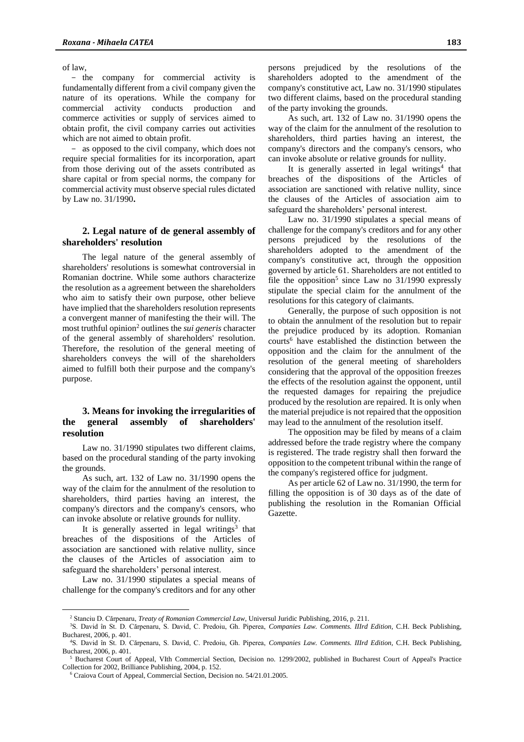of law,

- the company for commercial activity is fundamentally different from a civil company given the nature of its operations. While the company for commercial activity conducts production and commerce activities or supply of services aimed to obtain profit, the civil company carries out activities which are not aimed to obtain profit.
- as opposed to the civil company, which does not require special formalities for its incorporation, apart from those deriving out of the assets contributed as share capital or from special norms, the company for commercial activity must observe special rules dictated by Law no. 31/1990**.**

## 2. Legal nature of de general assembly of shareholders' resolution

The legal nature of the general assembly of shareholders' resolutions is somewhat controversial in Romanian doctrine. While some authors characterize the resolution as a agreement between the shareholders who aim to satisfy their own purpose, other believe have implied that the shareholders resolution represents a convergent manner of manifesting the their will. The most truthful opinion[2] outlines the *sui generis* character of the general assembly of shareholders' resolution. Therefore, the resolution of the general meeting of shareholders conveys the will of the shareholders aimed to fulfill both their purpose and the company's purpose.

## 3. Means for invoking the irregularities of the general assembly of shareholders' resolution

Law no. 31/1990 stipulates two different claims, based on the procedural standing of the party invoking the grounds.

As such, art. 132 of Law no. 31/1990 opens the way of the claim for the annulment of the resolution to shareholders, third parties having an interest, the company's directors and the company's censors, who can invoke absolute or relative grounds for nullity.

It is generally asserted in legal writings[3] that breaches of the dispositions of the Articles of association are sanctioned with relative nullity, since the clauses of the Articles of association aim to safeguard the shareholders' personal interest.

Law no. 31/1990 stipulates a special means of challenge for the company's creditors and for any other persons prejudiced by the resolutions of the shareholders adopted to the amendment of the company's constitutive act, Law no. 31/1990 stipulates two different claims, based on the procedural standing of the party invoking the grounds.

As such, art. 132 of Law no. 31/1990 opens the way of the claim for the annulment of the resolution to shareholders, third parties having an interest, the company's directors and the company's censors, who can invoke absolute or relative grounds for nullity.

It is generally asserted in legal writings[4] that breaches of the dispositions of the Articles of association are sanctioned with relative nullity, since the clauses of the Articles of association aim to safeguard the shareholders' personal interest.

Law no. 31/1990 stipulates a special means of challenge for the company's creditors and for any other persons prejudiced by the resolutions of the shareholders adopted to the amendment of the company's constitutive act, through the opposition governed by article 61. Shareholders are not entitled to file the opposition[5] since Law no 31/1990 expressly stipulate the special claim for the annulment of the resolutions for this category of claimants.

Generally, the purpose of such opposition is not to obtain the annulment of the resolution but to repair the prejudice produced by its adoption. Romanian courts[6] have established the distinction between the opposition and the claim for the annulment of the resolution of the general meeting of shareholders considering that the approval of the opposition freezes the effects of the resolution against the opponent, until the requested damages for repairing the prejudice produced by the resolution are repaired. It is only when the material prejudice is not repaired that the opposition may lead to the annulment of the resolution itself.

The opposition may be filed by means of a claim addressed before the trade registry where the company is registered. The trade registry shall then forward the opposition to the competent tribunal within the range of the company's registered office for judgment.

As per article 62 of Law no. 31/1990, the term for filling the opposition is of 30 days as of the date of publishing the resolution in the Romanian Official Gazette.

---

[2] Stanciu D. Cărpenaru, *Treaty of Romanian Commercial Law*, Universul Juridic Publishing, 2016, p. 211.

[3] S. David în St. D. Cărpenaru, S. David, C. Predoiu, Gh. Piperea, *Companies Law. Comments. IIIrd Edition,* C.H. Beck Publishing, Bucharest, 2006, p. 401.

[4] S. David în St. D. Cărpenaru, S. David, C. Predoiu, Gh. Piperea, *Companies Law. Comments. IIIrd Edition,* C.H. Beck Publishing, Bucharest, 2006, p. 401.

[5] Bucharest Court of Appeal, VIth Commercial Section, Decision no. 1299/2002, published in Bucharest Court of Appeal's Practice Collection for 2002, Brilliance Publishing, 2004, p. 152.

[6] Craiova Court of Appeal, Commercial Section, Decision no. 54/21.01.2005.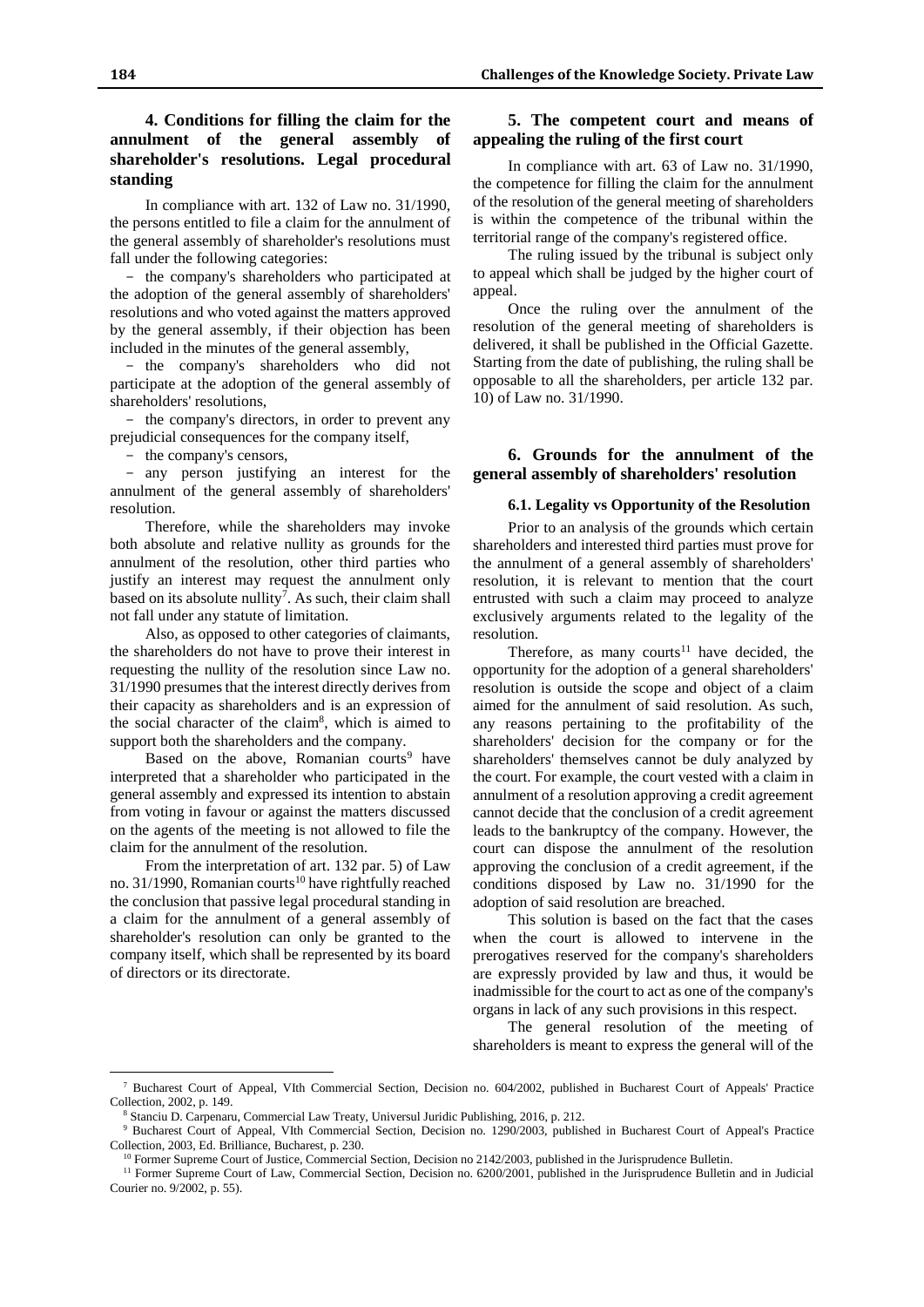## 4. Conditions for filling the claim for the annulment of the general assembly of shareholder's resolutions. Legal procedural standing

In compliance with art. 132 of Law no. 31/1990, the persons entitled to file a claim for the annulment of the general assembly of shareholder's resolutions must fall under the following categories:

- the company's shareholders who participated at the adoption of the general assembly of shareholders' resolutions and who voted against the matters approved by the general assembly, if their objection has been included in the minutes of the general assembly,
- the company's shareholders who did not participate at the adoption of the general assembly of shareholders' resolutions,
- the company's directors, in order to prevent any prejudicial consequences for the company itself,
- the company's censors,
- any person justifying an interest for the annulment of the general assembly of shareholders' resolution.

Therefore, while the shareholders may invoke both absolute and relative nullity as grounds for the annulment of the resolution, other third parties who justify an interest may request the annulment only based on its absolute nullity[7]. As such, their claim shall not fall under any statute of limitation.

Also, as opposed to other categories of claimants, the shareholders do not have to prove their interest in requesting the nullity of the resolution since Law no. 31/1990 presumes that the interest directly derives from their capacity as shareholders and is an expression of the social character of the claim[8], which is aimed to support both the shareholders and the company.

Based on the above, Romanian courts[9] have interpreted that a shareholder who participated in the general assembly and expressed its intention to abstain from voting in favour or against the matters discussed on the agents of the meeting is not allowed to file the claim for the annulment of the resolution.

From the interpretation of art. 132 par. 5) of Law no. 31/1990, Romanian courts[10] have rightfully reached the conclusion that passive legal procedural standing in a claim for the annulment of a general assembly of shareholder's resolution can only be granted to the company itself, which shall be represented by its board of directors or its directorate.

## 5. The competent court and means of appealing the ruling of the first court

In compliance with art. 63 of Law no. 31/1990, the competence for filling the claim for the annulment of the resolution of the general meeting of shareholders is within the competence of the tribunal within the territorial range of the company's registered office.

The ruling issued by the tribunal is subject only to appeal which shall be judged by the higher court of appeal.

Once the ruling over the annulment of the resolution of the general meeting of shareholders is delivered, it shall be published in the Official Gazette. Starting from the date of publishing, the ruling shall be opposable to all the shareholders, per article 132 par. 10) of Law no. 31/1990.

## 6. Grounds for the annulment of the general assembly of shareholders' resolution

### 6.1. Legality vs Opportunity of the Resolution

Prior to an analysis of the grounds which certain shareholders and interested third parties must prove for the annulment of a general assembly of shareholders' resolution, it is relevant to mention that the court entrusted with such a claim may proceed to analyze exclusively arguments related to the legality of the resolution.

Therefore, as many courts[11] have decided, the opportunity for the adoption of a general shareholders' resolution is outside the scope and object of a claim aimed for the annulment of said resolution. As such, any reasons pertaining to the profitability of the shareholders' decision for the company or for the shareholders' themselves cannot be duly analyzed by the court. For example, the court vested with a claim in annulment of a resolution approving a credit agreement cannot decide that the conclusion of a credit agreement leads to the bankruptcy of the company. However, the court can dispose the annulment of the resolution approving the conclusion of a credit agreement, if the conditions disposed by Law no. 31/1990 for the adoption of said resolution are breached.

This solution is based on the fact that the cases when the court is allowed to intervene in the prerogatives reserved for the company's shareholders are expressly provided by law and thus, it would be inadmissible for the court to act as one of the company's organs in lack of any such provisions in this respect.

The general resolution of the meeting of shareholders is meant to express the general will of the

---

[7] Bucharest Court of Appeal, VIth Commercial Section, Decision no. 604/2002, published in Bucharest Court of Appeals' Practice Collection, 2002, p. 149.

[8] Stanciu D. Carpenaru, Commercial Law Treaty, Universul Juridic Publishing, 2016, p. 212.

[9] Bucharest Court of Appeal, VIth Commercial Section, Decision no. 1290/2003, published in Bucharest Court of Appeal's Practice Collection, 2003, Ed. Brilliance, Bucharest, p. 230.

[10] Former Supreme Court of Justice, Commercial Section, Decision no 2142/2003, published in the Jurisprudence Bulletin.

[11] Former Supreme Court of Law, Commercial Section, Decision no. 6200/2001, published in the Jurisprudence Bulletin and in Judicial Courier no. 9/2002, p. 55).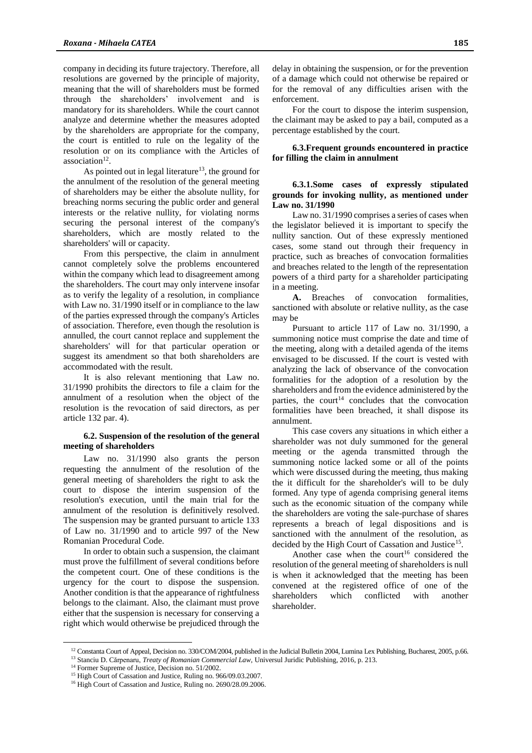company in deciding its future trajectory. Therefore, all resolutions are governed by the principle of majority, meaning that the will of shareholders must be formed through the shareholders' involvement and is mandatory for its shareholders. While the court cannot analyze and determine whether the measures adopted by the shareholders are appropriate for the company, the court is entitled to rule on the legality of the resolution or on its compliance with the Articles of association[12].

As pointed out in legal literature[13], the ground for the annulment of the resolution of the general meeting of shareholders may be either the absolute nullity, for breaching norms securing the public order and general interests or the relative nullity, for violating norms securing the personal interest of the company's shareholders, which are mostly related to the shareholders' will or capacity.

From this perspective, the claim in annulment cannot completely solve the problems encountered within the company which lead to disagreement among the shareholders. The court may only intervene insofar as to verify the legality of a resolution, in compliance with Law no. 31/1990 itself or in compliance to the law of the parties expressed through the company's Articles of association. Therefore, even though the resolution is annulled, the court cannot replace and supplement the shareholders' will for that particular operation or suggest its amendment so that both shareholders are accommodated with the result.

It is also relevant mentioning that Law no. 31/1990 prohibits the directors to file a claim for the annulment of a resolution when the object of the resolution is the revocation of said directors, as per article 132 par. 4).

### 6.2. Suspension of the resolution of the general meeting of shareholders

Law no. 31/1990 also grants the person requesting the annulment of the resolution of the general meeting of shareholders the right to ask the court to dispose the interim suspension of the resolution's execution, until the main trial for the annulment of the resolution is definitively resolved. The suspension may be granted pursuant to article 133 of Law no. 31/1990 and to article 997 of the New Romanian Procedural Code.

In order to obtain such a suspension, the claimant must prove the fulfillment of several conditions before the competent court. One of these conditions is the urgency for the court to dispose the suspension. Another condition is that the appearance of rightfulness belongs to the claimant. Also, the claimant must prove either that the suspension is necessary for conserving a right which would otherwise be prejudiced through the delay in obtaining the suspension, or for the prevention of a damage which could not otherwise be repaired or for the removal of any difficulties arisen with the enforcement.

For the court to dispose the interim suspension, the claimant may be asked to pay a bail, computed as a percentage established by the court.

### 6.3.Frequent grounds encountered in practice for filling the claim in annulment

#### 6.3.1.Some cases of expressly stipulated grounds for invoking nullity, as mentioned under Law no. 31/1990

Law no. 31/1990 comprises a series of cases when the legislator believed it is important to specify the nullity sanction. Out of these expressly mentioned cases, some stand out through their frequency in practice, such as breaches of convocation formalities and breaches related to the length of the representation powers of a third party for a shareholder participating in a meeting.

**A.** Breaches of convocation formalities, sanctioned with absolute or relative nullity, as the case may be

Pursuant to article 117 of Law no. 31/1990, a summoning notice must comprise the date and time of the meeting, along with a detailed agenda of the items envisaged to be discussed. If the court is vested with analyzing the lack of observance of the convocation formalities for the adoption of a resolution by the shareholders and from the evidence administered by the parties, the court[14] concludes that the convocation formalities have been breached, it shall dispose its annulment.

This case covers any situations in which either a shareholder was not duly summoned for the general meeting or the agenda transmitted through the summoning notice lacked some or all of the points which were discussed during the meeting, thus making the it difficult for the shareholder's will to be duly formed. Any type of agenda comprising general items such as the economic situation of the company while the shareholders are voting the sale-purchase of shares represents a breach of legal dispositions and is sanctioned with the annulment of the resolution, as decided by the High Court of Cassation and Justice[15].

Another case when the court[16] considered the resolution of the general meeting of shareholders is null is when it acknowledged that the meeting has been convened at the registered office of one of the shareholders which conflicted with another shareholder.

---

[12] Constanta Court of Appeal, Decision no. 330/COM/2004, published in the Judicial Bulletin 2004, Lumina Lex Publishing, Bucharest, 2005, p.66.

[13] Stanciu D. Cărpenaru, *Treaty of Romanian Commercial Law*, Universul Juridic Publishing, 2016, p. 213.

[14] Former Supreme of Justice, Decision no. 51/2002.

[15] High Court of Cassation and Justice, Ruling no. 966/09.03.2007.

[16] High Court of Cassation and Justice, Ruling no. 2690/28.09.2006.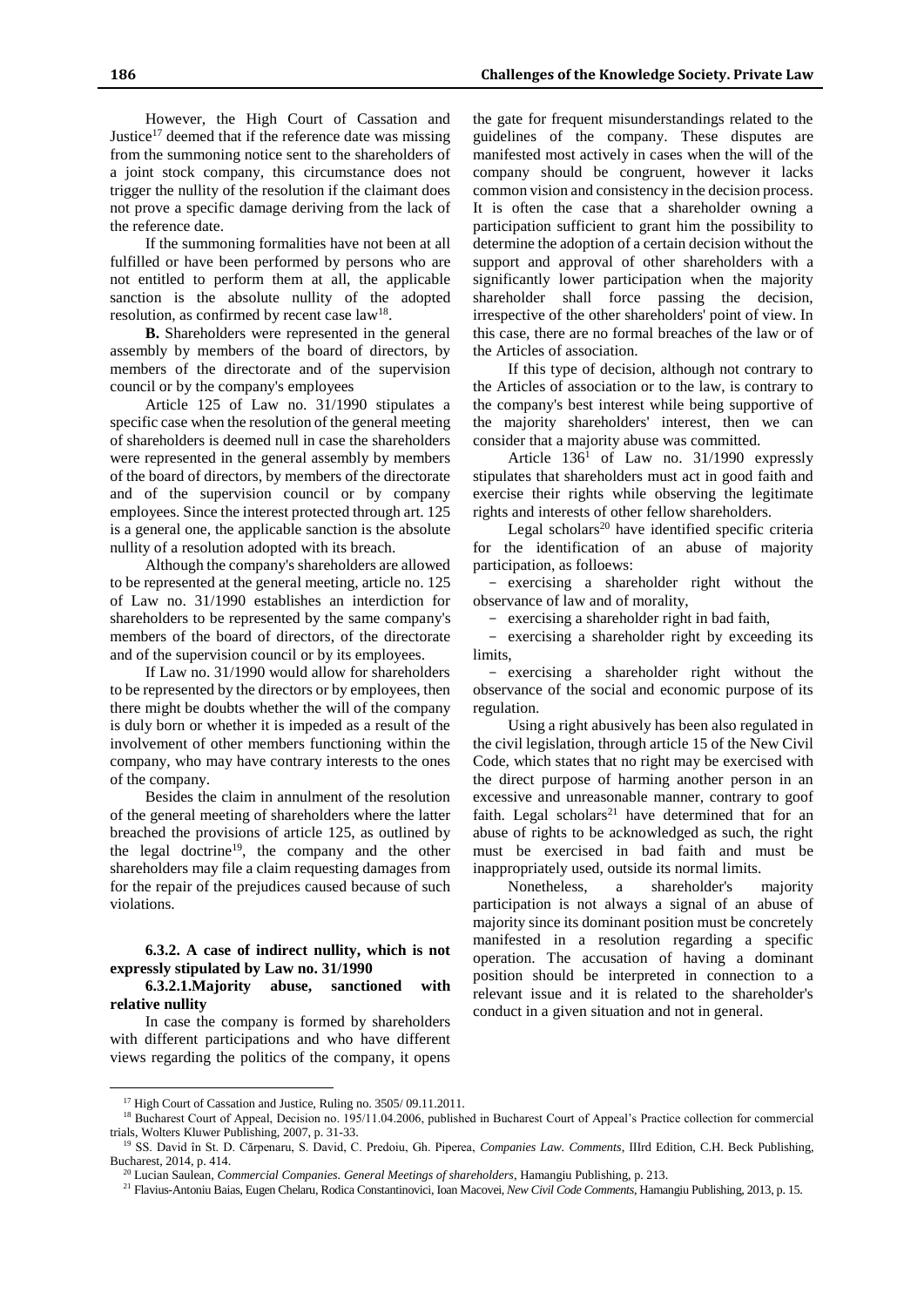However, the High Court of Cassation and Justice[17] deemed that if the reference date was missing from the summoning notice sent to the shareholders of a joint stock company, this circumstance does not trigger the nullity of the resolution if the claimant does not prove a specific damage deriving from the lack of the reference date.

If the summoning formalities have not been at all fulfilled or have been performed by persons who are not entitled to perform them at all, the applicable sanction is the absolute nullity of the adopted resolution, as confirmed by recent case law[18].

**B.** Shareholders were represented in the general assembly by members of the board of directors, by members of the directorate and of the supervision council or by the company's employees

Article 125 of Law no. 31/1990 stipulates a specific case when the resolution of the general meeting of shareholders is deemed null in case the shareholders were represented in the general assembly by members of the board of directors, by members of the directorate and of the supervision council or by company employees. Since the interest protected through art. 125 is a general one, the applicable sanction is the absolute nullity of a resolution adopted with its breach.

Although the company's shareholders are allowed to be represented at the general meeting, article no. 125 of Law no. 31/1990 establishes an interdiction for shareholders to be represented by the same company's members of the board of directors, of the directorate and of the supervision council or by its employees.

If Law no. 31/1990 would allow for shareholders to be represented by the directors or by employees, then there might be doubts whether the will of the company is duly born or whether it is impeded as a result of the involvement of other members functioning within the company, who may have contrary interests to the ones of the company.

Besides the claim in annulment of the resolution of the general meeting of shareholders where the latter breached the provisions of article 125, as outlined by the legal doctrine[19], the company and the other shareholders may file a claim requesting damages from for the repair of the prejudices caused because of such violations.

**6.3.2. A case of indirect nullity, which is not expressly stipulated by Law no. 31/1990**

**6.3.2.1.Majority abuse, sanctioned with relative nullity**

In case the company is formed by shareholders with different participations and who have different views regarding the politics of the company, it opens the gate for frequent misunderstandings related to the guidelines of the company. These disputes are manifested most actively in cases when the will of the company should be congruent, however it lacks common vision and consistency in the decision process. It is often the case that a shareholder owning a participation sufficient to grant him the possibility to determine the adoption of a certain decision without the support and approval of other shareholders with a significantly lower participation when the majority shareholder shall force passing the decision, irrespective of the other shareholders' point of view. In this case, there are no formal breaches of the law or of the Articles of association.

If this type of decision, although not contrary to the Articles of association or to the law, is contrary to the company's best interest while being supportive of the majority shareholders' interest, then we can consider that a majority abuse was committed.

Article 136[1] of Law no. 31/1990 expressly stipulates that shareholders must act in good faith and exercise their rights while observing the legitimate rights and interests of other fellow shareholders.

Legal scholars[20] have identified specific criteria for the identification of an abuse of majority participation, as folloews:

- exercising a shareholder right without the observance of law and of morality,
- exercising a shareholder right in bad faith,
- exercising a shareholder right by exceeding its limits,
- exercising a shareholder right without the observance of the social and economic purpose of its regulation.

Using a right abusively has been also regulated in the civil legislation, through article 15 of the New Civil Code, which states that no right may be exercised with the direct purpose of harming another person in an excessive and unreasonable manner, contrary to goof faith. Legal scholars[21] have determined that for an abuse of rights to be acknowledged as such, the right must be exercised in bad faith and must be inappropriately used, outside its normal limits.

Nonetheless, a shareholder's majority participation is not always a signal of an abuse of majority since its dominant position must be concretely manifested in a resolution regarding a specific operation. The accusation of having a dominant position should be interpreted in connection to a relevant issue and it is related to the shareholder's conduct in a given situation and not in general.

---

[17] High Court of Cassation and Justice, Ruling no. 3505/ 09.11.2011.

[18] Bucharest Court of Appeal, Decision no. 195/11.04.2006, published in Bucharest Court of Appeal's Practice collection for commercial trials, Wolters Kluwer Publishing, 2007, p. 31-33.

[19] SS. David în St. D. Cărpenaru, S. David, C. Predoiu, Gh. Piperea, *Companies Law. Comments*, IIIrd Edition, C.H. Beck Publishing, Bucharest, 2014, p. 414.

[20] Lucian Saulean, *Commercial Companies. General Meetings of shareholders*, Hamangiu Publishing, p. 213.

[21] Flavius-Antoniu Baias, Eugen Chelaru, Rodica Constantinovici, Ioan Macovei, *New Civil Code Comments*, Hamangiu Publishing, 2013, p. 15.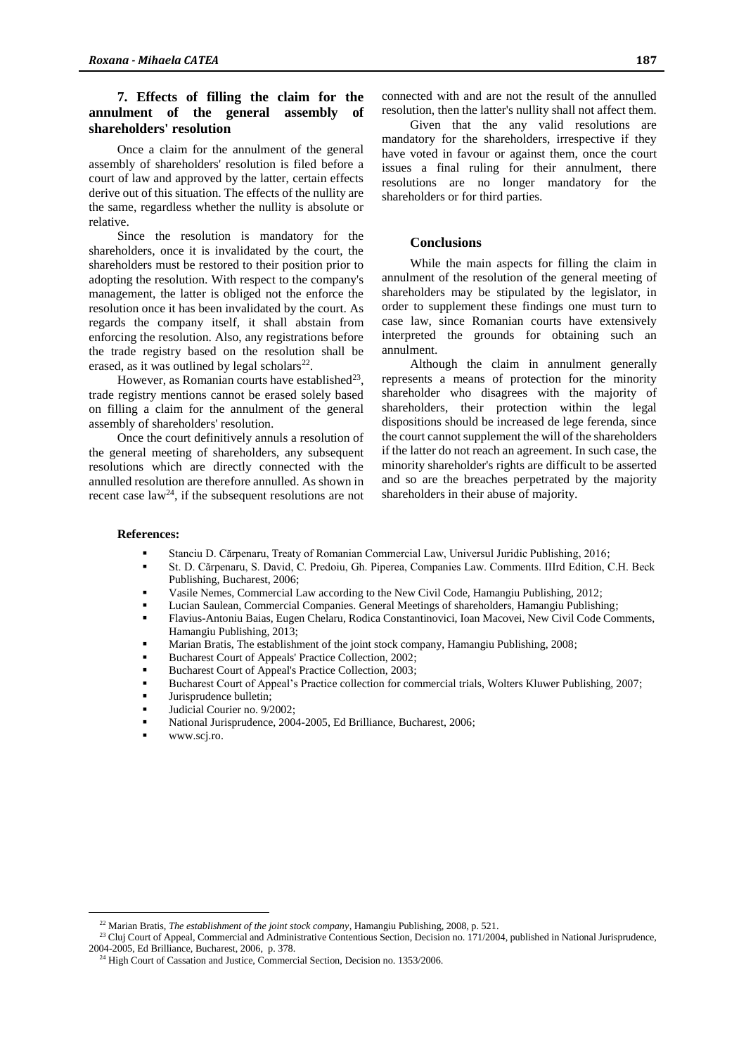## 7. Effects of filling the claim for the annulment of the general assembly of shareholders' resolution

Once a claim for the annulment of the general assembly of shareholders' resolution is filed before a court of law and approved by the latter, certain effects derive out of this situation. The effects of the nullity are the same, regardless whether the nullity is absolute or relative.

Since the resolution is mandatory for the shareholders, once it is invalidated by the court, the shareholders must be restored to their position prior to adopting the resolution. With respect to the company's management, the latter is obliged not the enforce the resolution once it has been invalidated by the court. As regards the company itself, it shall abstain from enforcing the resolution. Also, any registrations before the trade registry based on the resolution shall be erased, as it was outlined by legal scholars[22].

However, as Romanian courts have established[23], trade registry mentions cannot be erased solely based on filling a claim for the annulment of the general assembly of shareholders' resolution.

Once the court definitively annuls a resolution of the general meeting of shareholders, any subsequent resolutions which are directly connected with the annulled resolution are therefore annulled. As shown in recent case law[24], if the subsequent resolutions are not connected with and are not the result of the annulled resolution, then the latter's nullity shall not affect them.

Given that the any valid resolutions are mandatory for the shareholders, irrespective if they have voted in favour or against them, once the court issues a final ruling for their annulment, there resolutions are no longer mandatory for the shareholders or for third parties.

## Conclusions

While the main aspects for filling the claim in annulment of the resolution of the general meeting of shareholders may be stipulated by the legislator, in order to supplement these findings one must turn to case law, since Romanian courts have extensively interpreted the grounds for obtaining such an annulment.

Although the claim in annulment generally represents a means of protection for the minority shareholder who disagrees with the majority of shareholders, their protection within the legal dispositions should be increased de lege ferenda, since the court cannot supplement the will of the shareholders if the latter do not reach an agreement. In such case, the minority shareholder's rights are difficult to be asserted and so are the breaches perpetrated by the majority shareholders in their abuse of majority.

**References:**

- Stanciu D. Cărpenaru, Treaty of Romanian Commercial Law, Universul Juridic Publishing, 2016;
- St. D. Cărpenaru, S. David, C. Predoiu, Gh. Piperea, Companies Law. Comments. IIIrd Edition, C.H. Beck Publishing, Bucharest, 2006;
- Vasile Nemes, Commercial Law according to the New Civil Code, Hamangiu Publishing, 2012;
- Lucian Saulean, Commercial Companies. General Meetings of shareholders, Hamangiu Publishing;
- Flavius-Antoniu Baias, Eugen Chelaru, Rodica Constantinovici, Ioan Macovei, New Civil Code Comments, Hamangiu Publishing, 2013;
- Marian Bratis, The establishment of the joint stock company, Hamangiu Publishing, 2008;
- Bucharest Court of Appeals' Practice Collection, 2002;
- Bucharest Court of Appeal's Practice Collection, 2003;
- Bucharest Court of Appeal's Practice collection for commercial trials, Wolters Kluwer Publishing, 2007;
- Jurisprudence bulletin;
- Judicial Courier no. 9/2002;
- National Jurisprudence, 2004-2005, Ed Brilliance, Bucharest, 2006;
- www.scj.ro.

[22] Marian Bratis, *The establishment of the joint stock company*, Hamangiu Publishing, 2008, p. 521.

[23] Cluj Court of Appeal, Commercial and Administrative Contentious Section, Decision no. 171/2004, published in National Jurisprudence, 2004-2005, Ed Brilliance, Bucharest, 2006, p. 378.

[24] High Court of Cassation and Justice, Commercial Section, Decision no. 1353/2006.